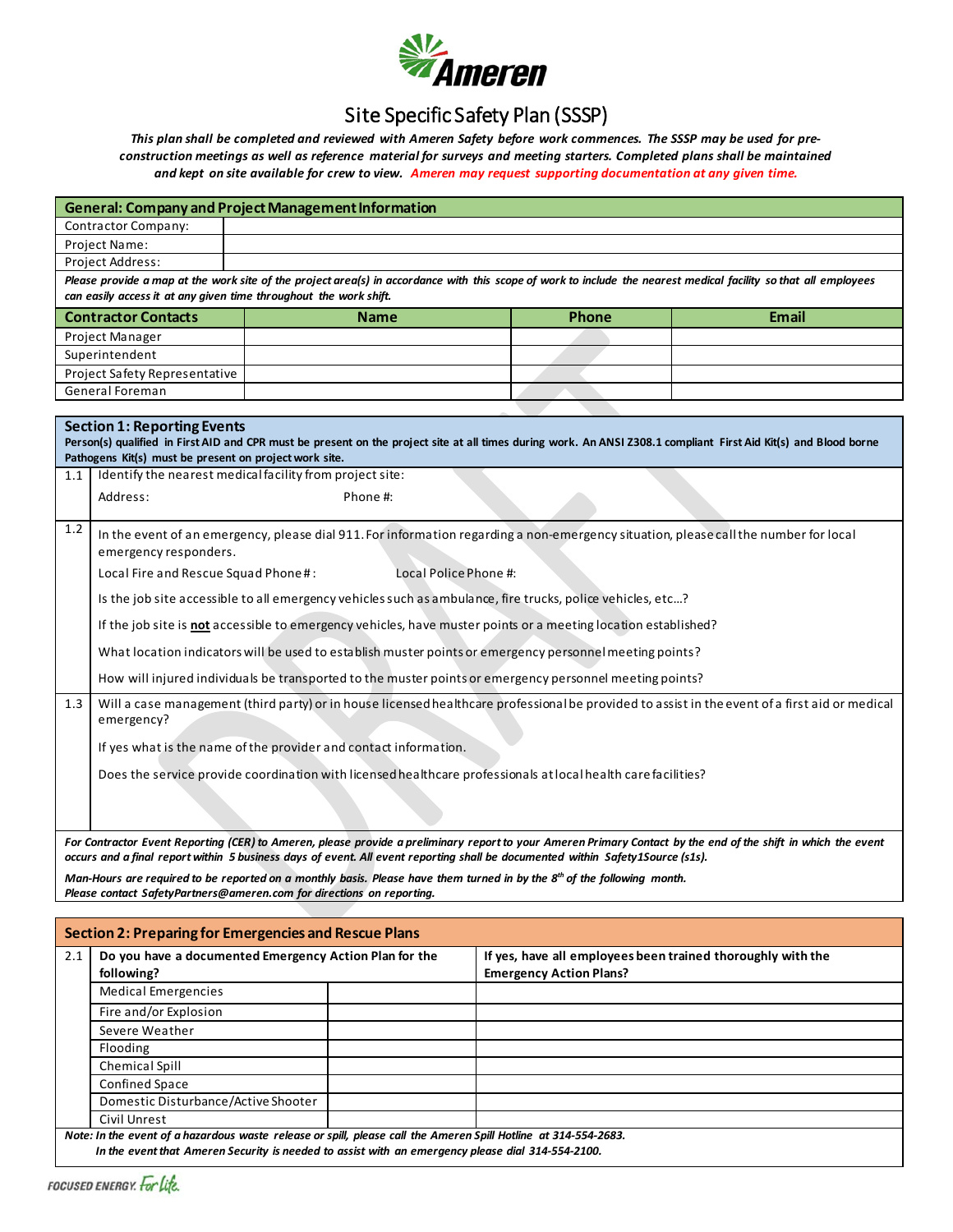# Site Specific Safety Plan (SSSP)

***This plan shall be completed and reviewed with Ameren Safety before work commences. The SSSP may be used for pre-construction meetings as well as reference material for surveys and meeting starters. Completed plans shall be maintained and kept on site available for crew to view. Ameren may request supporting documentation at any given time.***

| **General: Company and Project Management Information** | |
|---|---|
| Contractor Company: | |
| Project Name: | |
| Project Address: | |

*Please provide a map at the work site of the project area(s) in accordance with this scope of work to include the nearest medical facility so that all employees can easily access it at any given time throughout the work shift.*

| **Contractor Contacts** | **Name** | **Phone** | **Email** |
|---|---|---|---|
| Project Manager | | | |
| Superintendent | | | |
| Project Safety Representative | | | |
| General Foreman | | | |

## Section 1: Reporting Events

**Person(s) qualified in First AID and CPR must be present on the project site at all times during work. An ANSI Z308.1 compliant First Aid Kit(s) and Blood borne Pathogens Kit(s) must be present on project work site.**

**1.1** Identify the nearest medical facility from project site:

Address: Phone #:

**1.2** In the event of an emergency, please dial 911. For information regarding a non-emergency situation, please call the number for local emergency responders.

Local Fire and Rescue Squad Phone #: Local Police Phone #:

Is the job site accessible to all emergency vehicles such as ambulance, fire trucks, police vehicles, etc…?

If the job site is **not** accessible to emergency vehicles, have muster points or a meeting location established?

What location indicators will be used to establish muster points or emergency personnel meeting points?

How will injured individuals be transported to the muster points or emergency personnel meeting points?

**1.3** Will a case management (third party) or in house licensed healthcare professional be provided to assist in the event of a first aid or medical emergency?

If yes what is the name of the provider and contact information.

Does the service provide coordination with licensed healthcare professionals at local health care facilities?

*For Contractor Event Reporting (CER) to Ameren, please provide a preliminary report to your Ameren Primary Contact by the end of the shift in which the event occurs and a final report within 5 business days of event. All event reporting shall be documented within Safety1Source (s1s).*

*Man-Hours are required to be reported on a monthly basis. Please have them turned in by the 8th of the following month.*
*Please contact SafetyPartners@ameren.com for directions on reporting.*

## Section 2: Preparing for Emergencies and Rescue Plans

| 2.1 | **Do you have a documented Emergency Action Plan for the following?** | | **If yes, have all employees been trained thoroughly with the Emergency Action Plans?** |
|---|---|---|---|
| | Medical Emergencies | | |
| | Fire and/or Explosion | | |
| | Severe Weather | | |
| | Flooding | | |
| | Chemical Spill | | |
| | Confined Space | | |
| | Domestic Disturbance/Active Shooter | | |
| | Civil Unrest | | |

*Note: In the event of a hazardous waste release or spill, please call the Ameren Spill Hotline at 314-554-2683.*
*In the event that Ameren Security is needed to assist with an emergency please dial 314-554-2100.*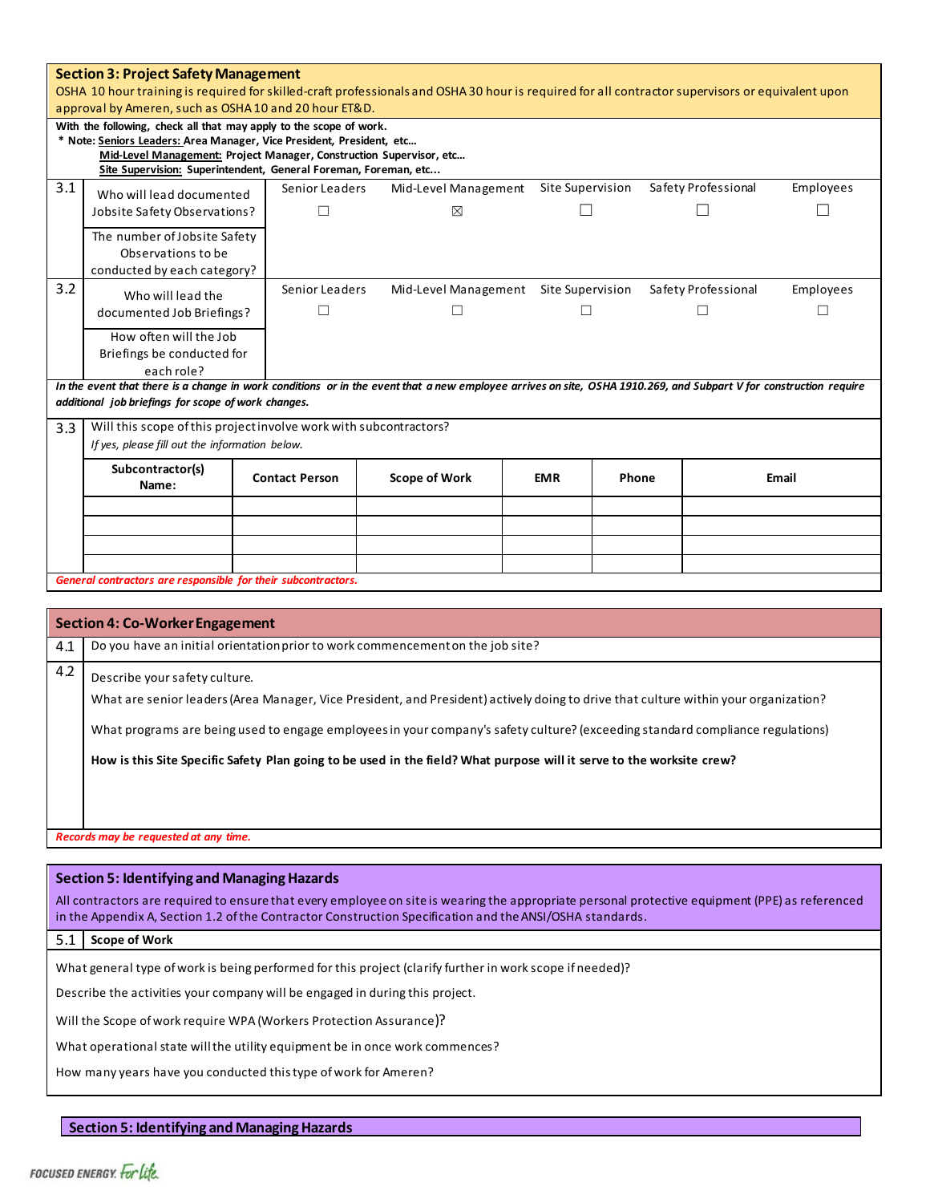## Section 3: Project Safety Management

OSHA 10 hour training is required for skilled-craft professionals and OSHA 30 hour is required for all contractor supervisors or equivalent upon approval by Ameren, such as OSHA 10 and 20 hour ET&D.

**With the following, check all that may apply to the scope of work.**
**\* Note: Seniors Leaders: Area Manager, Vice President, President, etc…**
**Mid-Level Management: Project Manager, Construction Supervisor, etc…**
**Site Supervision: Superintendent, General Foreman, Foreman, etc...**

| | | Senior Leaders | Mid-Level Management | Site Supervision | Safety Professional | Employees |
|---|---|---|---|---|---|---|
| 3.1 | Who will lead documented Jobsite Safety Observations? | ☐ | ☒ | ☐ | ☐ | ☐ |
| | The number of Jobsite Safety Observations to be conducted by each category? | | | | | |
| 3.2 | Who will lead the documented Job Briefings? | ☐ | ☐ | ☐ | ☐ | ☐ |
| | How often will the Job Briefings be conducted for each role? | | | | | |

***In the event that there is a change in work conditions or in the event that a new employee arrives on site, OSHA 1910.269, and Subpart V for construction require additional job briefings for scope of work changes.***

3.3 Will this scope of this project involve work with subcontractors?
*If yes, please fill out the information below.*

| Subcontractor(s) Name: | Contact Person | Scope of Work | EMR | Phone | Email |
|---|---|---|---|---|---|
| | | | | | |
| | | | | | |
| | | | | | |
| | | | | | |

***General contractors are responsible for their subcontractors.***

## Section 4: Co-Worker Engagement

4.1 Do you have an initial orientation prior to work commencement on the job site?

4.2 Describe your safety culture.

What are senior leaders (Area Manager, Vice President, and President) actively doing to drive that culture within your organization?

What programs are being used to engage employees in your company's safety culture? (exceeding standard compliance regulations)

**How is this Site Specific Safety Plan going to be used in the field? What purpose will it serve to the worksite crew?**

***Records may be requested at any time.***

## Section 5: Identifying and Managing Hazards

All contractors are required to ensure that every employee on site is wearing the appropriate personal protective equipment (PPE) as referenced in the Appendix A, Section 1.2 of the Contractor Construction Specification and the ANSI/OSHA standards.

5.1 **Scope of Work**

What general type of work is being performed for this project (clarify further in work scope if needed)?

Describe the activities your company will be engaged in during this project.

Will the Scope of work require WPA (Workers Protection Assurance)?

What operational state will the utility equipment be in once work commences?

How many years have you conducted this type of work for Ameren?

## Section 5: Identifying and Managing Hazards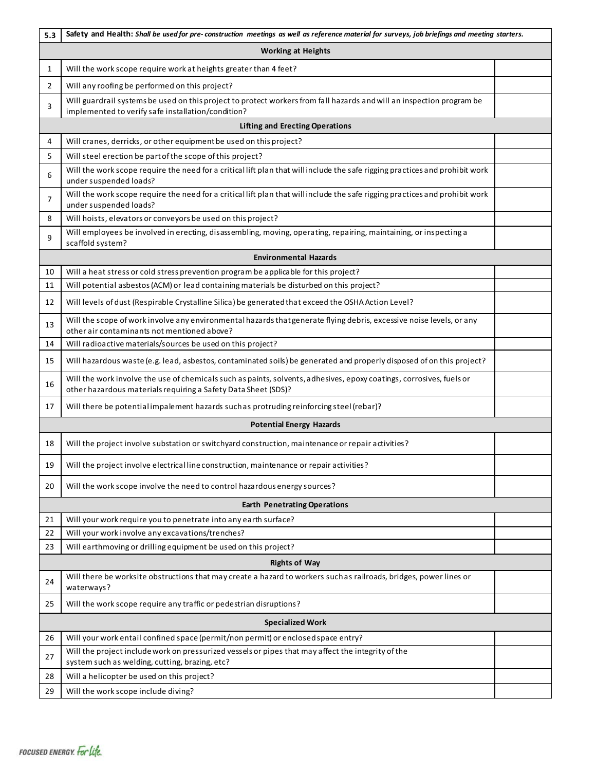| 5.3 | Safety and Health: *Shall be used for pre- construction meetings as well as reference material for surveys, job briefings and meeting starters.* | |
|---|---|---|
| | **Working at Heights** | |
| 1 | Will the work scope require work at heights greater than 4 feet? | |
| 2 | Will any roofing be performed on this project? | |
| 3 | Will guardrail systems be used on this project to protect workers from fall hazards and will an inspection program be implemented to verify safe installation/condition? | |
| | **Lifting and Erecting Operations** | |
| 4 | Will cranes, derricks, or other equipment be used on this project? | |
| 5 | Will steel erection be part of the scope of this project? | |
| 6 | Will the work scope require the need for a critical lift plan that will include the safe rigging practices and prohibit work under suspended loads? | |
| 7 | Will the work scope require the need for a critical lift plan that will include the safe rigging practices and prohibit work under suspended loads? | |
| 8 | Will hoists, elevators or conveyors be used on this project? | |
| 9 | Will employees be involved in erecting, disassembling, moving, operating, repairing, maintaining, or inspecting a scaffold system? | |
| | **Environmental Hazards** | |
| 10 | Will a heat stress or cold stress prevention program be applicable for this project? | |
| 11 | Will potential asbestos (ACM) or lead containing materials be disturbed on this project? | |
| 12 | Will levels of dust (Respirable Crystalline Silica) be generated that exceed the OSHA Action Level? | |
| 13 | Will the scope of work involve any environmental hazards that generate flying debris, excessive noise levels, or any other air contaminants not mentioned above? | |
| 14 | Will radioactive materials/sources be used on this project? | |
| 15 | Will hazardous waste (e.g. lead, asbestos, contaminated soils) be generated and properly disposed of on this project? | |
| 16 | Will the work involve the use of chemicals such as paints, solvents, adhesives, epoxy coatings, corrosives, fuels or other hazardous materials requiring a Safety Data Sheet (SDS)? | |
| 17 | Will there be potential impalement hazards such as protruding reinforcing steel (rebar)? | |
| | **Potential Energy Hazards** | |
| 18 | Will the project involve substation or switchyard construction, maintenance or repair activities? | |
| 19 | Will the project involve electrical line construction, maintenance or repair activities? | |
| 20 | Will the work scope involve the need to control hazardous energy sources? | |
| | **Earth Penetrating Operations** | |
| 21 | Will your work require you to penetrate into any earth surface? | |
| 22 | Will your work involve any excavations/trenches? | |
| 23 | Will earthmoving or drilling equipment be used on this project? | |
| | **Rights of Way** | |
| 24 | Will there be worksite obstructions that may create a hazard to workers such as railroads, bridges, power lines or waterways? | |
| 25 | Will the work scope require any traffic or pedestrian disruptions? | |
| | **Specialized Work** | |
| 26 | Will your work entail confined space (permit/non permit) or enclosed space entry? | |
| 27 | Will the project include work on pressurized vessels or pipes that may affect the integrity of the system such as welding, cutting, brazing, etc? | |
| 28 | Will a helicopter be used on this project? | |
| 29 | Will the work scope include diving? | |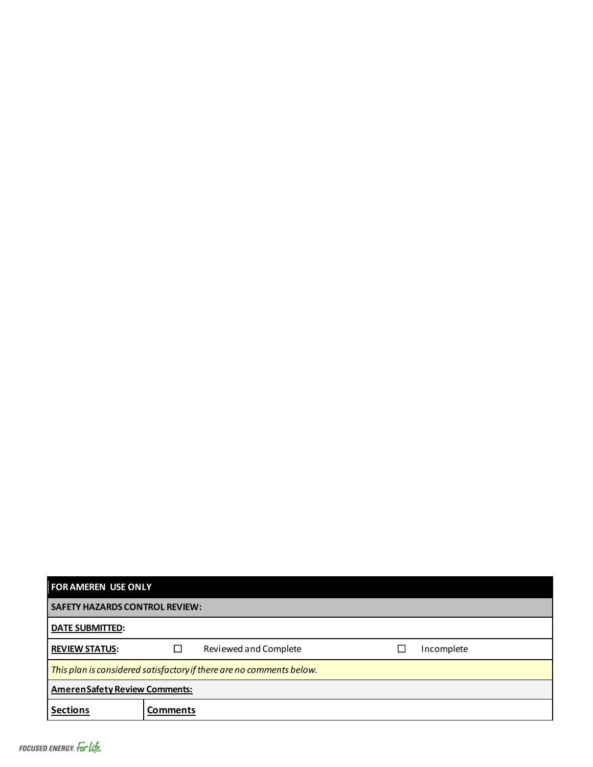| FOR AMEREN USE ONLY | | | |
|---|---|---|---|
| **SAFETY HAZARDS CONTROL REVIEW:** | | | |
| **DATE SUBMITTED:** | | | |
| **REVIEW STATUS:** | ☐ Reviewed and Complete | | ☐ Incomplete |
| *This plan is considered satisfactory if there are no comments below.* | | | |
| **Ameren Safety Review Comments:** | | | |
| **Sections** | **Comments** | | |

FOCUSED ENERGY. For life.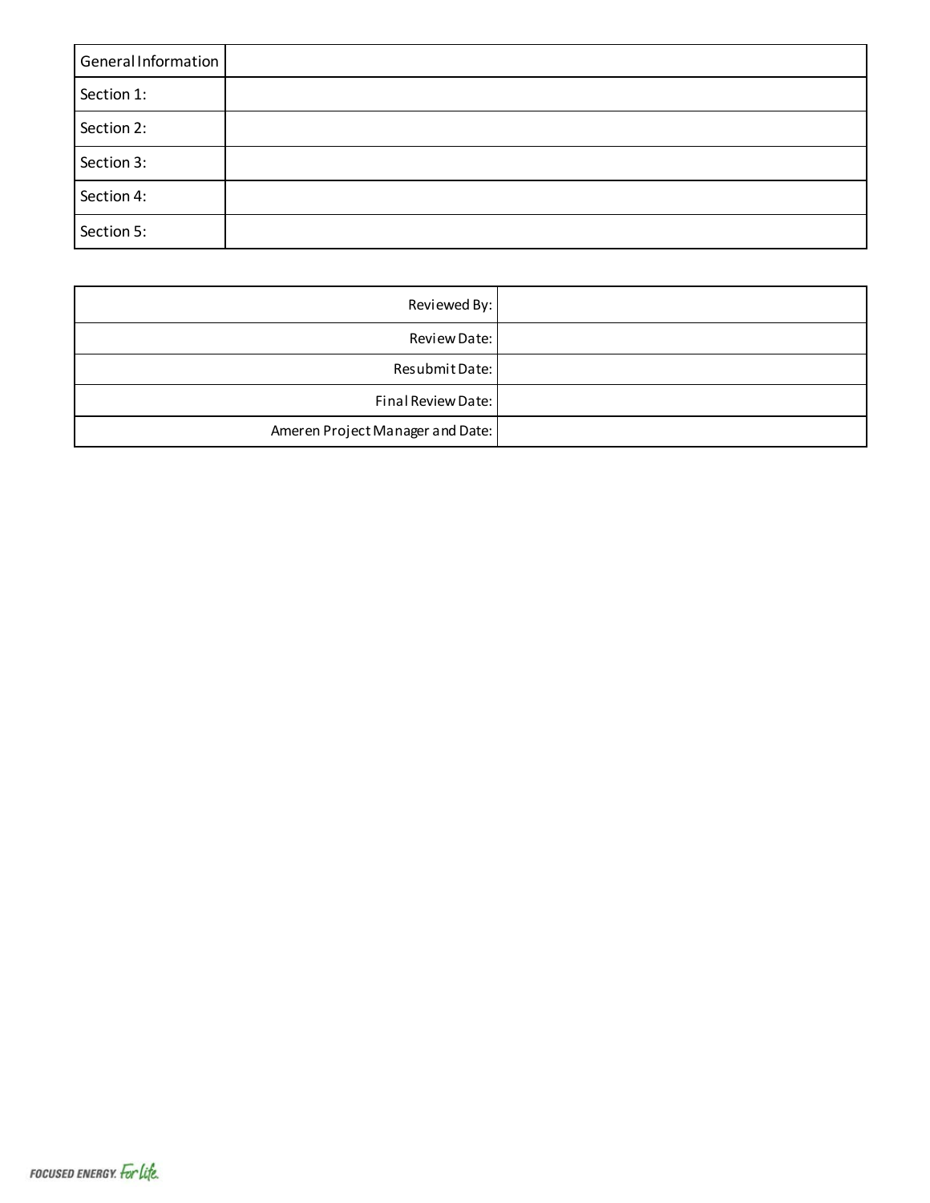| | |
|---|---|
| General Information | |
| Section 1: | |
| Section 2: | |
| Section 3: | |
| Section 4: | |
| Section 5: | |

| | |
|---|---|
| Reviewed By: | |
| Review Date: | |
| Resubmit Date: | |
| Final Review Date: | |
| Ameren Project Manager and Date: | |